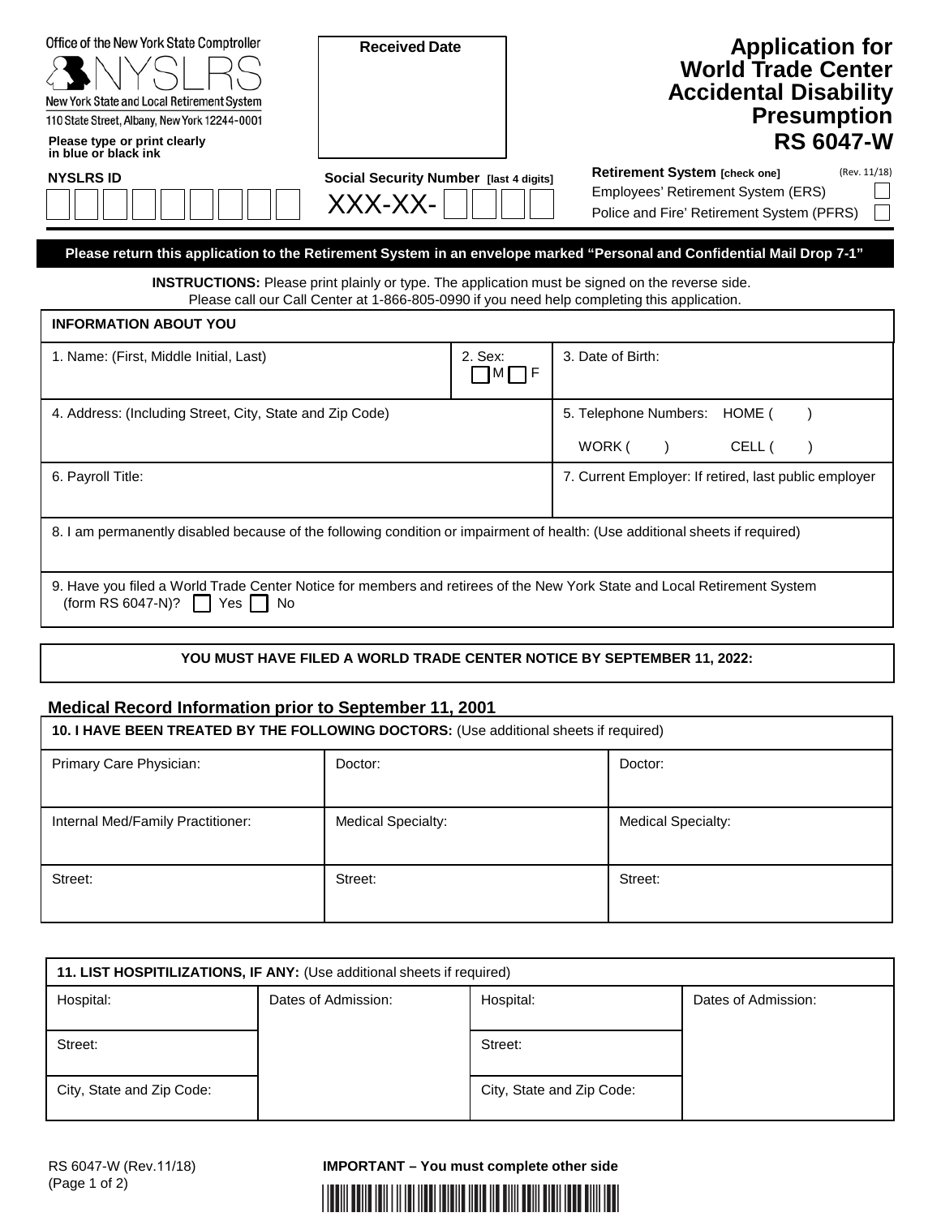Office of the New York State Comptroller

NYSLRS

New York State and Local Retirement System

110 State Street, Albany, New York 12244-0001

Please type or print clearly in blue or black ink

**Received Date**

# Application for World Trade Center Accidental Disability Presumption RS 6047-W

(Rev. 11/18)

**NYSLRS ID** ☐☐☐☐☐☐☐☐☐

**Social Security Number [last 4 digits]** XXX-XX-☐☐☐☐

**Retirement System [check one]**

- Employees' Retirement System (ERS) ☐
- Police and Fire' Retirement System (PFRS) ☐

**Please return this application to the Retirement System in an envelope marked "Personal and Confidential Mail Drop 7-1"**

**INSTRUCTIONS:** Please print plainly or type. The application must be signed on the reverse side.
Please call our Call Center at 1-866-805-0990 if you need help completing this application.

| **INFORMATION ABOUT YOU** | | |
|---|---|---|
| 1. Name: (First, Middle Initial, Last) | 2. Sex: ☐ M ☐ F | 3. Date of Birth: |
| 4. Address: (Including Street, City, State and Zip Code) | | 5. Telephone Numbers: HOME ( ) WORK ( ) CELL ( ) |
| 6. Payroll Title: | | 7. Current Employer: If retired, last public employer |
| 8. I am permanently disabled because of the following condition or impairment of health: (Use additional sheets if required) | | |
| 9. Have you filed a World Trade Center Notice for members and retirees of the New York State and Local Retirement System (form RS 6047-N)? ☐ Yes ☐ No | | |

**YOU MUST HAVE FILED A WORLD TRADE CENTER NOTICE BY SEPTEMBER 11, 2022:**

## Medical Record Information prior to September 11, 2001

| **10. I HAVE BEEN TREATED BY THE FOLLOWING DOCTORS:** (Use additional sheets if required) | | |
|---|---|---|
| Primary Care Physician: | Doctor: | Doctor: |
| Internal Med/Family Practitioner: | Medical Specialty: | Medical Specialty: |
| Street: | Street: | Street: |

| **11. LIST HOSPITILIZATIONS, IF ANY:** (Use additional sheets if required) | | | |
|---|---|---|---|
| Hospital: | Dates of Admission: | Hospital: | Dates of Admission: |
| Street: | | Street: | |
| City, State and Zip Code: | | City, State and Zip Code: | |

RS 6047-W (Rev.11/18)
(Page 1 of 2)

**IMPORTANT – You must complete other side**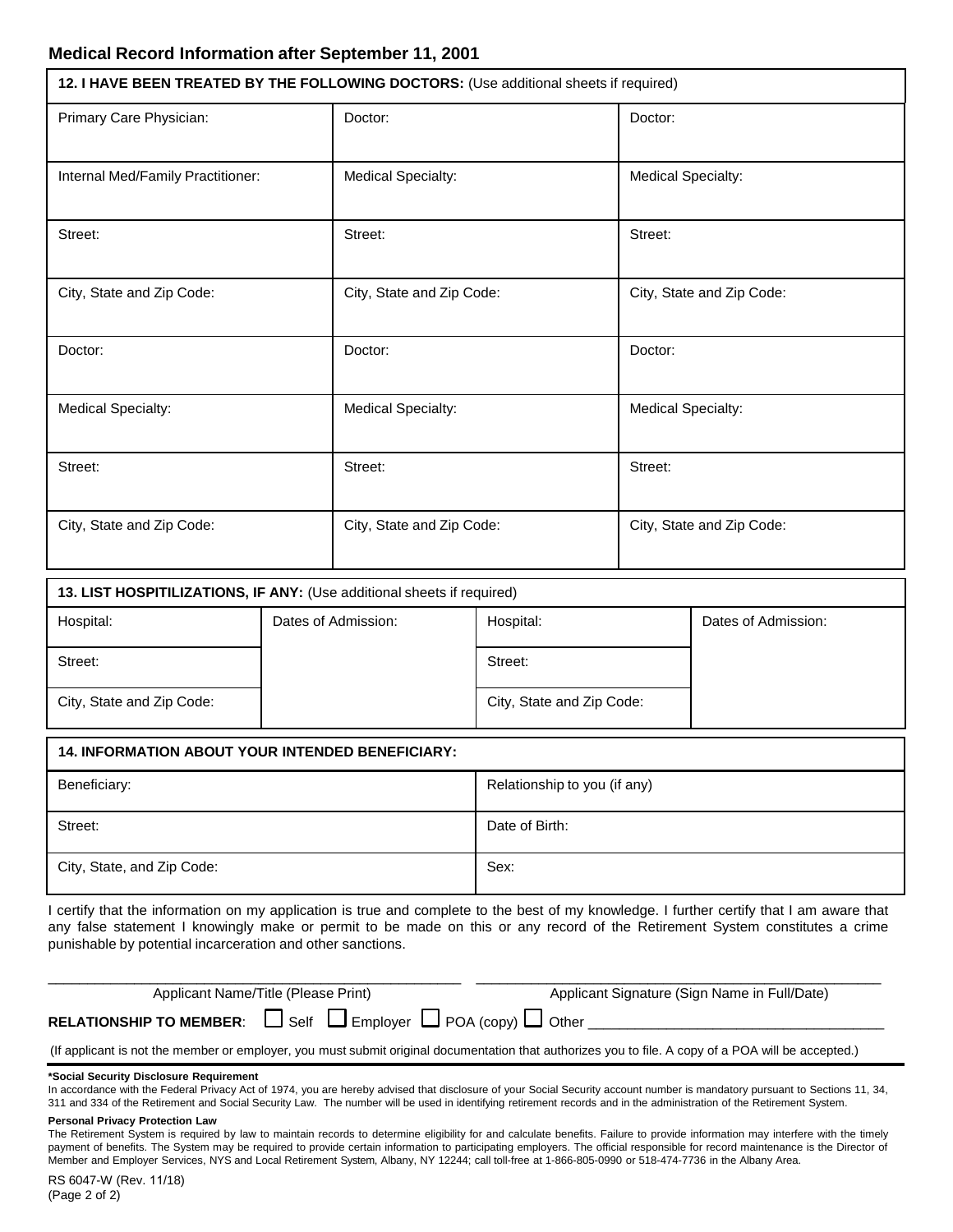## Medical Record Information after September 11, 2001

| **12. I HAVE BEEN TREATED BY THE FOLLOWING DOCTORS:** (Use additional sheets if required) | | |
|---|---|---|
| Primary Care Physician: | Doctor: | Doctor: |
| Internal Med/Family Practitioner: | Medical Specialty: | Medical Specialty: |
| Street: | Street: | Street: |
| City, State and Zip Code: | City, State and Zip Code: | City, State and Zip Code: |
| Doctor: | Doctor: | Doctor: |
| Medical Specialty: | Medical Specialty: | Medical Specialty: |
| Street: | Street: | Street: |
| City, State and Zip Code: | City, State and Zip Code: | City, State and Zip Code: |

| **13. LIST HOSPITILIZATIONS, IF ANY:** (Use additional sheets if required) | | | |
|---|---|---|---|
| Hospital: | Dates of Admission: | Hospital: | Dates of Admission: |
| Street: | | Street: | |
| City, State and Zip Code: | | City, State and Zip Code: | |

| **14. INFORMATION ABOUT YOUR INTENDED BENEFICIARY:** | |
|---|---|
| Beneficiary: | Relationship to you (if any) |
| Street: | Date of Birth: |
| City, State, and Zip Code: | Sex: |

I certify that the information on my application is true and complete to the best of my knowledge. I further certify that I am aware that any false statement I knowingly make or permit to be made on this or any record of the Retirement System constitutes a crime punishable by potential incarceration and other sanctions.

_______________________________________ Applicant Name/Title (Please Print)

_______________________________________ Applicant Signature (Sign Name in Full/Date)

**RELATIONSHIP TO MEMBER**: ☐ Self ☐ Employer ☐ POA (copy) ☐ Other _______________________________

(If applicant is not the member or employer, you must submit original documentation that authorizes you to file. A copy of a POA will be accepted.)

**\*Social Security Disclosure Requirement**

In accordance with the Federal Privacy Act of 1974, you are hereby advised that disclosure of your Social Security account number is mandatory pursuant to Sections 11, 34, 311 and 334 of the Retirement and Social Security Law. The number will be used in identifying retirement records and in the administration of the Retirement System.

**Personal Privacy Protection Law**

The Retirement System is required by law to maintain records to determine eligibility for and calculate benefits. Failure to provide information may interfere with the timely payment of benefits. The System may be required to provide certain information to participating employers. The official responsible for record maintenance is the Director of Member and Employer Services, NYS and Local Retirement System, Albany, NY 12244; call toll-free at 1-866-805-0990 or 518-474-7736 in the Albany Area.

RS 6047-W (Rev. 11/18)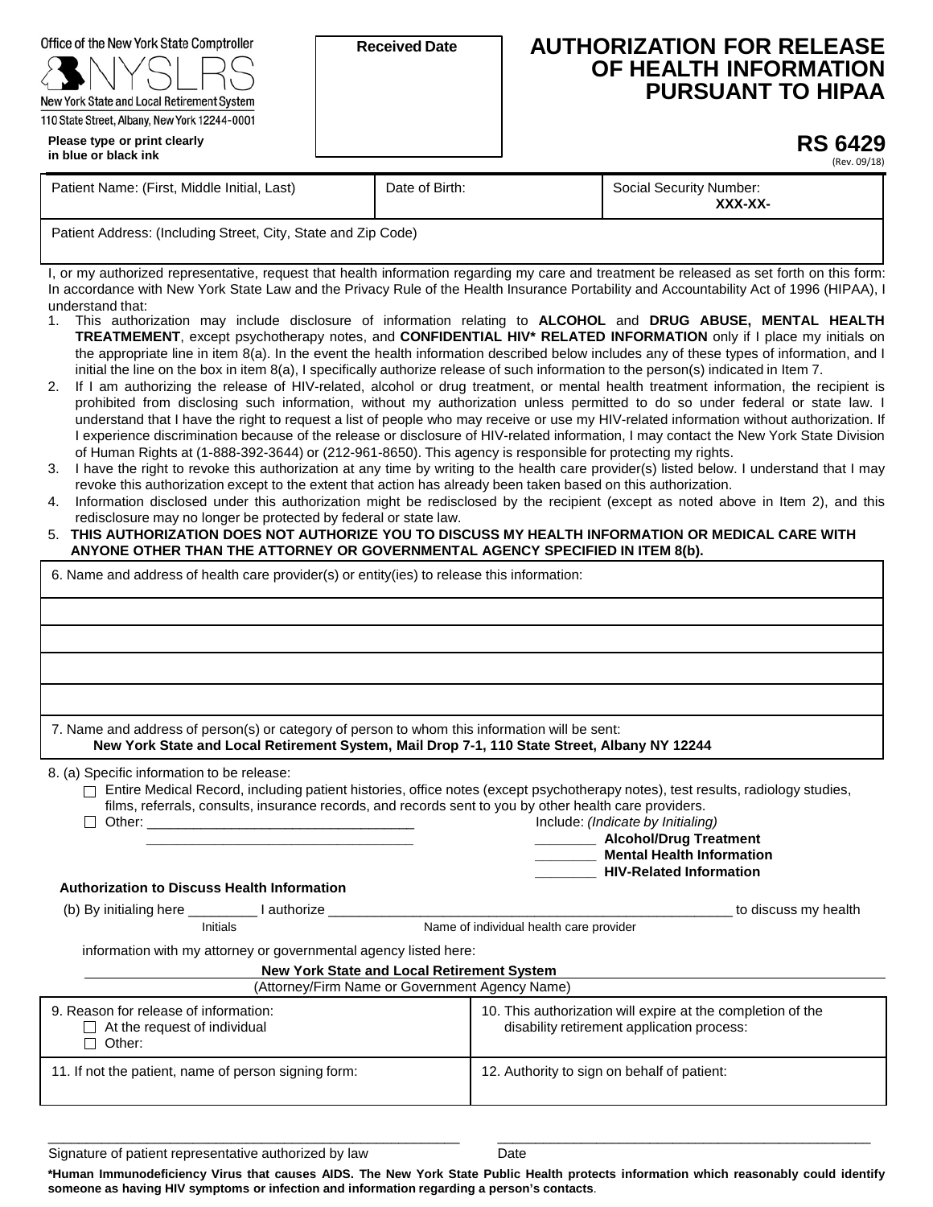Office of the New York State Comptroller

NYSLRS

New York State and Local Retirement System

110 State Street, Albany, New York 12244-0001

**Please type or print clearly in blue or black ink**

**Received Date**

# AUTHORIZATION FOR RELEASE OF HEALTH INFORMATION PURSUANT TO HIPAA

## RS 6429

(Rev. 09/18)

| Patient Name: (First, Middle Initial, Last) | Date of Birth: | Social Security Number: **XXX-XX-** |
|---|---|---|
| Patient Address: (Including Street, City, State and Zip Code) | | |

I, or my authorized representative, request that health information regarding my care and treatment be released as set forth on this form: In accordance with New York State Law and the Privacy Rule of the Health Insurance Portability and Accountability Act of 1996 (HIPAA), I understand that:

1. This authorization may include disclosure of information relating to **ALCOHOL** and **DRUG ABUSE, MENTAL HEALTH TREATEMENT**, except psychotherapy notes, and **CONFIDENTIAL HIV* RELATED INFORMATION** only if I place my initials on the appropriate line in item 8(a). In the event the health information described below includes any of these types of information, and I initial the line on the box in item 8(a), I specifically authorize release of such information to the person(s) indicated in Item 7.
2. If I am authorizing the release of HIV-related, alcohol or drug treatment, or mental health treatment information, the recipient is prohibited from disclosing such information, without my authorization unless permitted to do so under federal or state law. I understand that I have the right to request a list of people who may receive or use my HIV-related information without authorization. If I experience discrimination because of the release or disclosure of HIV-related information, I may contact the New York State Division of Human Rights at (1-888-392-3644) or (212-961-8650). This agency is responsible for protecting my rights.
3. I have the right to revoke this authorization at any time by writing to the health care provider(s) listed below. I understand that I may revoke this authorization except to the extent that action has already been taken based on this authorization.
4. Information disclosed under this authorization might be redisclosed by the recipient (except as noted above in Item 2), and this redisclosure may no longer be protected by federal or state law.
5. **THIS AUTHORIZATION DOES NOT AUTHORIZE YOU TO DISCUSS MY HEALTH INFORMATION OR MEDICAL CARE WITH ANYONE OTHER THAN THE ATTORNEY OR GOVERNMENTAL AGENCY SPECIFIED IN ITEM 8(b).**

| 6. Name and address of health care provider(s) or entity(ies) to release this information: |
|---|
| |
| |
| |
| |
| 7. Name and address of person(s) or category of person to whom this information will be sent: **New York State and Local Retirement System, Mail Drop 7-1, 110 State Street, Albany NY 12244** |

8. (a) Specific information to be release:

☐ Entire Medical Record, including patient histories, office notes (except psychotherapy notes), test results, radiology studies, films, referrals, consults, insurance records, and records sent to you by other health care providers.

☐ Other: ___________________________________
___________________________________

Include: *(Indicate by Initialing)*

________ **Alcohol/Drug Treatment**

________ **Mental Health Information**

________ **HIV-Related Information**

**Authorization to Discuss Health Information**

(b) By initialing here _________ I authorize ____________________________________________________ to discuss my health

Initials — Name of individual health care provider

information with my attorney or governmental agency listed here:

**New York State and Local Retirement System**

(Attorney/Firm Name or Government Agency Name)

| 9. Reason for release of information: ☐ At the request of individual ☐ Other: | 10. This authorization will expire at the completion of the disability retirement application process: |
|---|---|
| 11. If not the patient, name of person signing form: | 12. Authority to sign on behalf of patient: |

_______________________________________________________
Signature of patient representative authorized by law

_______________________________________________________
Date

***Human Immunodeficiency Virus that causes AIDS. The New York State Public Health protects information which reasonably could identify someone as having HIV symptoms or infection and information regarding a person's contacts**.